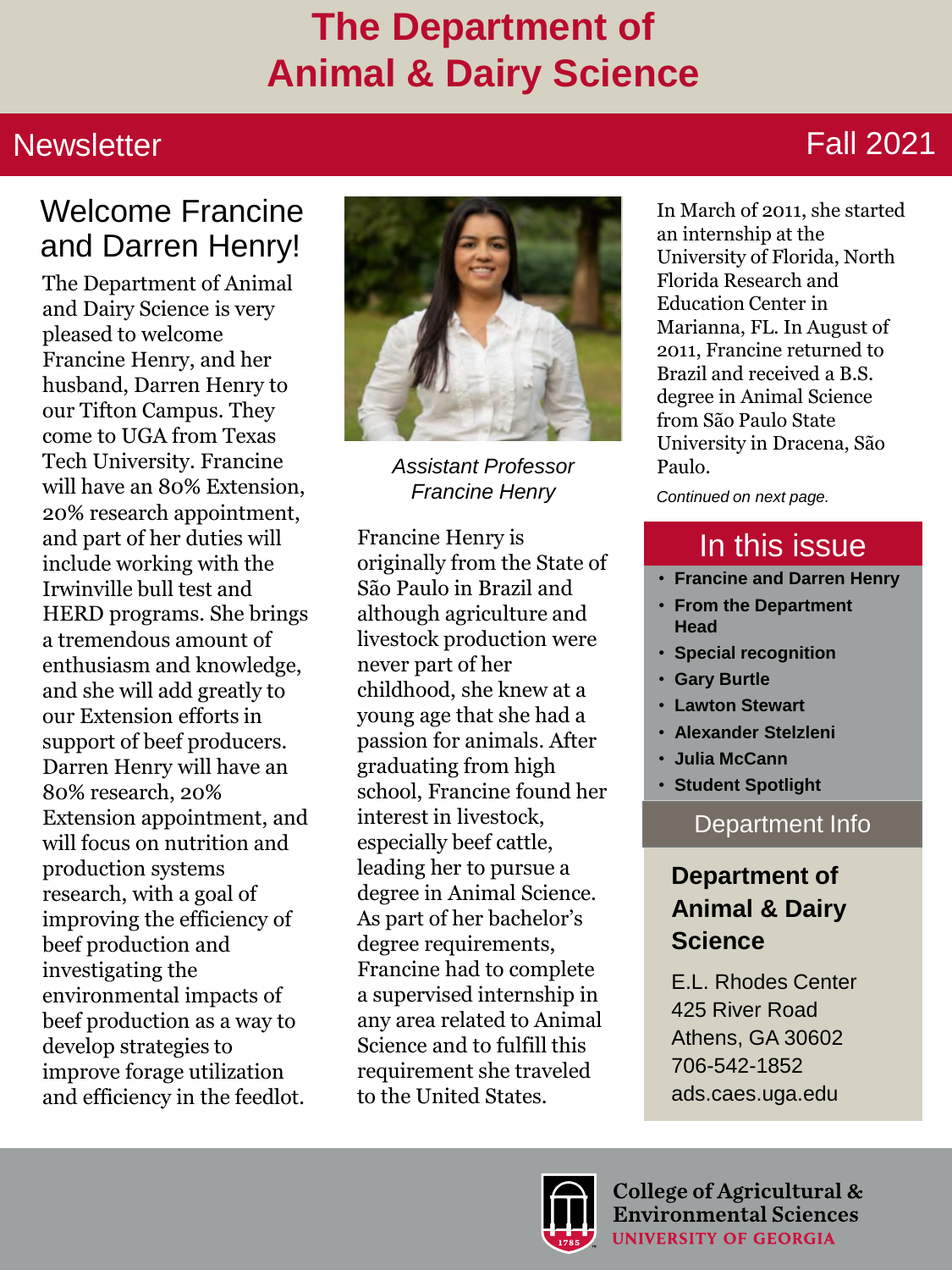# The Department of Animal & Dairy Science

## Newsletter — Fall 2021

## Welcome Francine and Darren Henry!

The Department of Animal and Dairy Science is very pleased to welcome Francine Henry, and her husband, Darren Henry to our Tifton Campus. They come to UGA from Texas Tech University. Francine will have an 80% Extension, 20% research appointment, and part of her duties will include working with the Irwinville bull test and HERD programs. She brings a tremendous amount of enthusiasm and knowledge, and she will add greatly to our Extension efforts in support of beef producers. Darren Henry will have an 80% research, 20% Extension appointment, and will focus on nutrition and production systems research, with a goal of improving the efficiency of beef production and investigating the environmental impacts of beef production as a way to develop strategies to improve forage utilization and efficiency in the feedlot.

*Assistant Professor Francine Henry*

Francine Henry is originally from the State of São Paulo in Brazil and although agriculture and livestock production were never part of her childhood, she knew at a young age that she had a passion for animals. After graduating from high school, Francine found her interest in livestock, especially beef cattle, leading her to pursue a degree in Animal Science. As part of her bachelor's degree requirements, Francine had to complete a supervised internship in any area related to Animal Science and to fulfill this requirement she traveled to the United States.

In March of 2011, she started an internship at the University of Florida, North Florida Research and Education Center in Marianna, FL. In August of 2011, Francine returned to Brazil and received a B.S. degree in Animal Science from São Paulo State University in Dracena, São Paulo.

*Continued on next page.*

## In this issue

- **Francine and Darren Henry**
- **From the Department Head**
- **Special recognition**
- **Gary Burtle**
- **Lawton Stewart**
- **Alexander Stelzleni**
- **Julia McCann**
- **Student Spotlight**

## Department Info

**Department of Animal & Dairy Science**

E.L. Rhodes Center
425 River Road
Athens, GA 30602
706-542-1852
ads.caes.uga.edu

College of Agricultural & Environmental Sciences
UNIVERSITY OF GEORGIA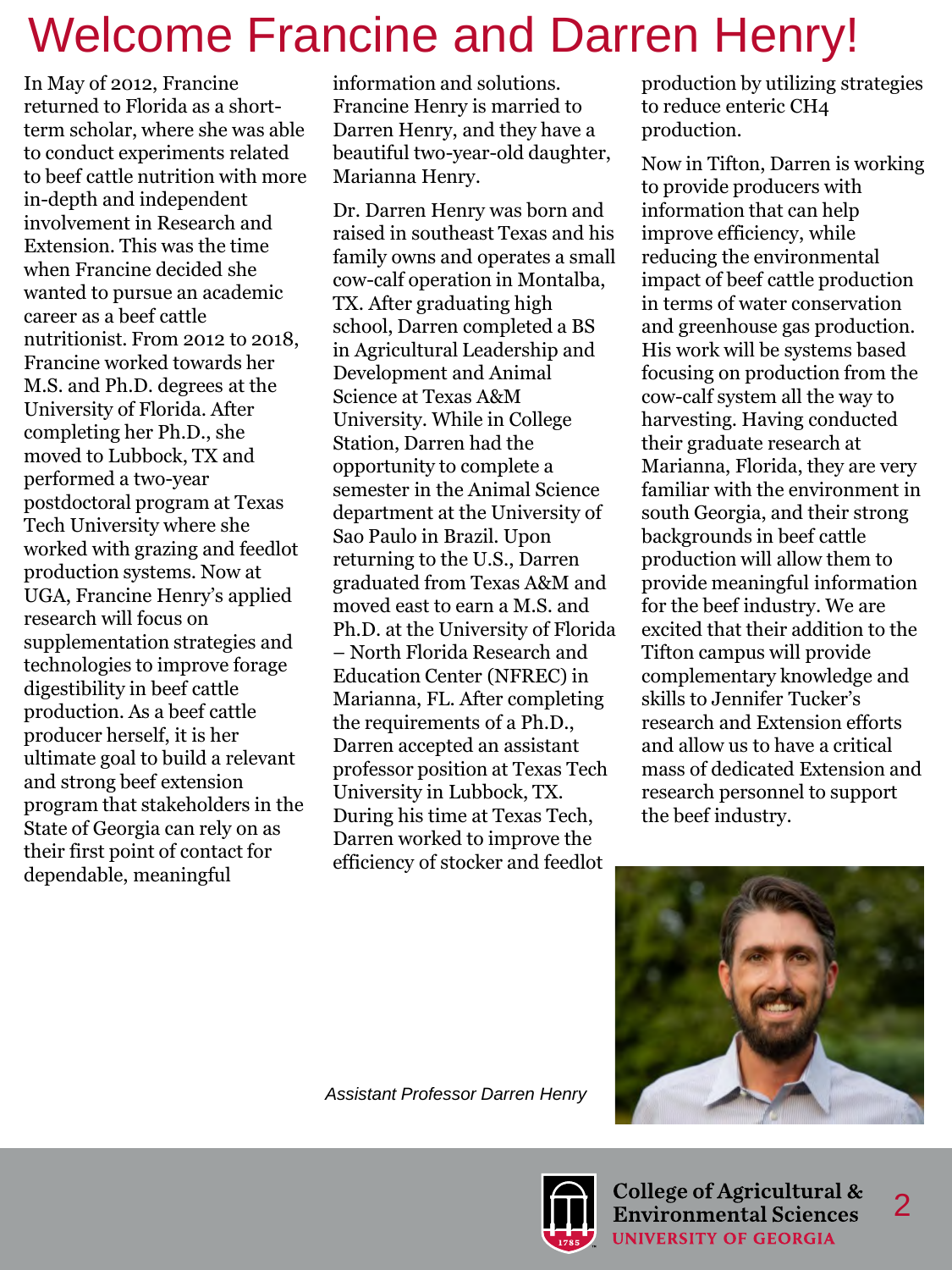# Welcome Francine and Darren Henry!

In May of 2012, Francine returned to Florida as a short-term scholar, where she was able to conduct experiments related to beef cattle nutrition with more in-depth and independent involvement in Research and Extension. This was the time when Francine decided she wanted to pursue an academic career as a beef cattle nutritionist. From 2012 to 2018, Francine worked towards her M.S. and Ph.D. degrees at the University of Florida. After completing her Ph.D., she moved to Lubbock, TX and performed a two-year postdoctoral program at Texas Tech University where she worked with grazing and feedlot production systems. Now at UGA, Francine Henry's applied research will focus on supplementation strategies and technologies to improve forage digestibility in beef cattle production. As a beef cattle producer herself, it is her ultimate goal to build a relevant and strong beef extension program that stakeholders in the State of Georgia can rely on as their first point of contact for dependable, meaningful information and solutions. Francine Henry is married to Darren Henry, and they have a beautiful two-year-old daughter, Marianna Henry.

Dr. Darren Henry was born and raised in southeast Texas and his family owns and operates a small cow-calf operation in Montalba, TX. After graduating high school, Darren completed a BS in Agricultural Leadership and Development and Animal Science at Texas A&M University. While in College Station, Darren had the opportunity to complete a semester in the Animal Science department at the University of Sao Paulo in Brazil. Upon returning to the U.S., Darren graduated from Texas A&M and moved east to earn a M.S. and Ph.D. at the University of Florida – North Florida Research and Education Center (NFREC) in Marianna, FL. After completing the requirements of a Ph.D., Darren accepted an assistant professor position at Texas Tech University in Lubbock, TX. During his time at Texas Tech, Darren worked to improve the efficiency of stocker and feedlot production by utilizing strategies to reduce enteric $CH_4$ production.

Now in Tifton, Darren is working to provide producers with information that can help improve efficiency, while reducing the environmental impact of beef cattle production in terms of water conservation and greenhouse gas production. His work will be systems based focusing on production from the cow-calf system all the way to harvesting. Having conducted their graduate research at Marianna, Florida, they are very familiar with the environment in south Georgia, and their strong backgrounds in beef cattle production will allow them to provide meaningful information for the beef industry. We are excited that their addition to the Tifton campus will provide complementary knowledge and skills to Jennifer Tucker's research and Extension efforts and allow us to have a critical mass of dedicated Extension and research personnel to support the beef industry.

*Assistant Professor Darren Henry*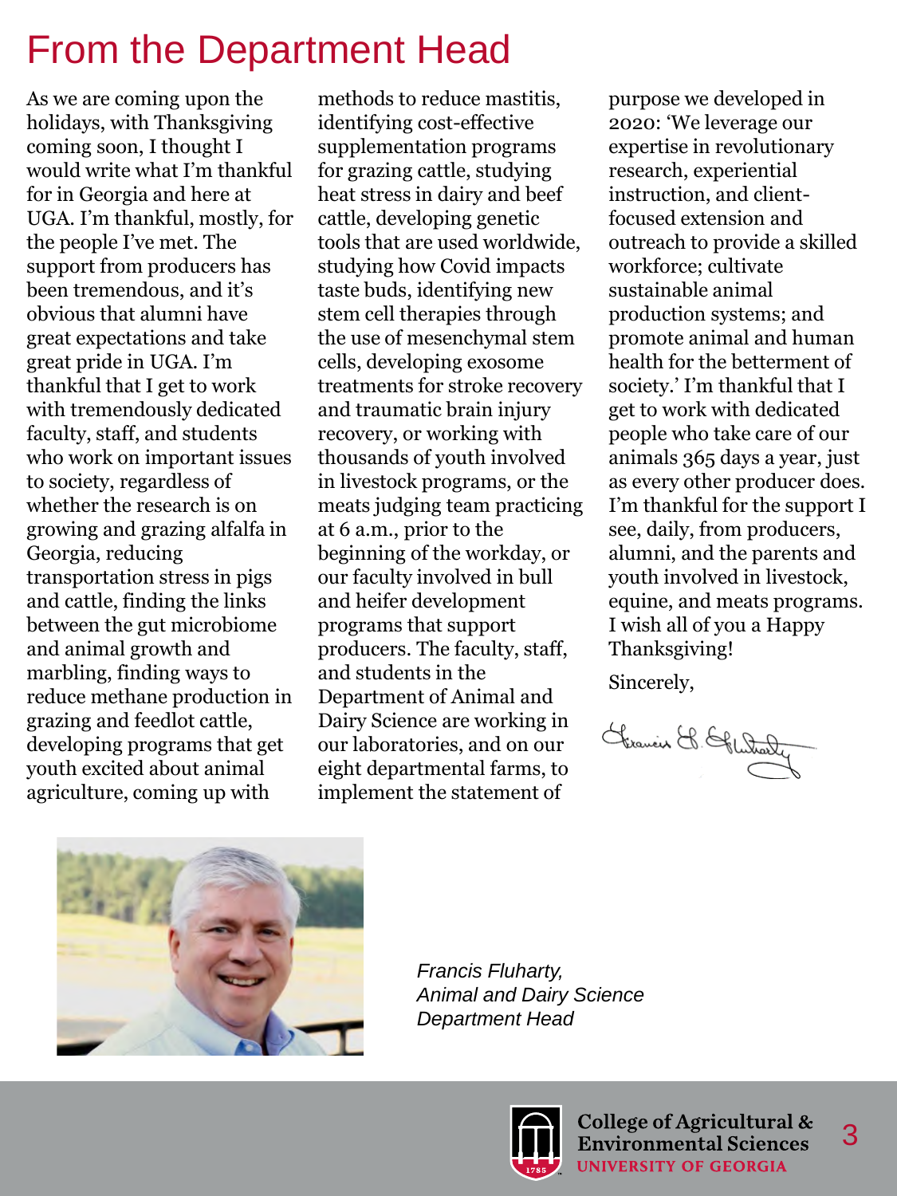# From the Department Head

As we are coming upon the holidays, with Thanksgiving coming soon, I thought I would write what I'm thankful for in Georgia and here at UGA. I'm thankful, mostly, for the people I've met. The support from producers has been tremendous, and it's obvious that alumni have great expectations and take great pride in UGA. I'm thankful that I get to work with tremendously dedicated faculty, staff, and students who work on important issues to society, regardless of whether the research is on growing and grazing alfalfa in Georgia, reducing transportation stress in pigs and cattle, finding the links between the gut microbiome and animal growth and marbling, finding ways to reduce methane production in grazing and feedlot cattle, developing programs that get youth excited about animal agriculture, coming up with methods to reduce mastitis, identifying cost-effective supplementation programs for grazing cattle, studying heat stress in dairy and beef cattle, developing genetic tools that are used worldwide, studying how Covid impacts taste buds, identifying new stem cell therapies through the use of mesenchymal stem cells, developing exosome treatments for stroke recovery and traumatic brain injury recovery, or working with thousands of youth involved in livestock programs, or the meats judging team practicing at 6 a.m., prior to the beginning of the workday, or our faculty involved in bull and heifer development programs that support producers. The faculty, staff, and students in the Department of Animal and Dairy Science are working in our laboratories, and on our eight departmental farms, to implement the statement of purpose we developed in 2020: 'We leverage our expertise in revolutionary research, experiential instruction, and client-focused extension and outreach to provide a skilled workforce; cultivate sustainable animal production systems; and promote animal and human health for the betterment of society.' I'm thankful that I get to work with dedicated people who take care of our animals 365 days a year, just as every other producer does. I'm thankful for the support I see, daily, from producers, alumni, and the parents and youth involved in livestock, equine, and meats programs. I wish all of you a Happy Thanksgiving!

Sincerely,

Francis L. Fluharty

*Francis Fluharty,*
*Animal and Dairy Science*
*Department Head*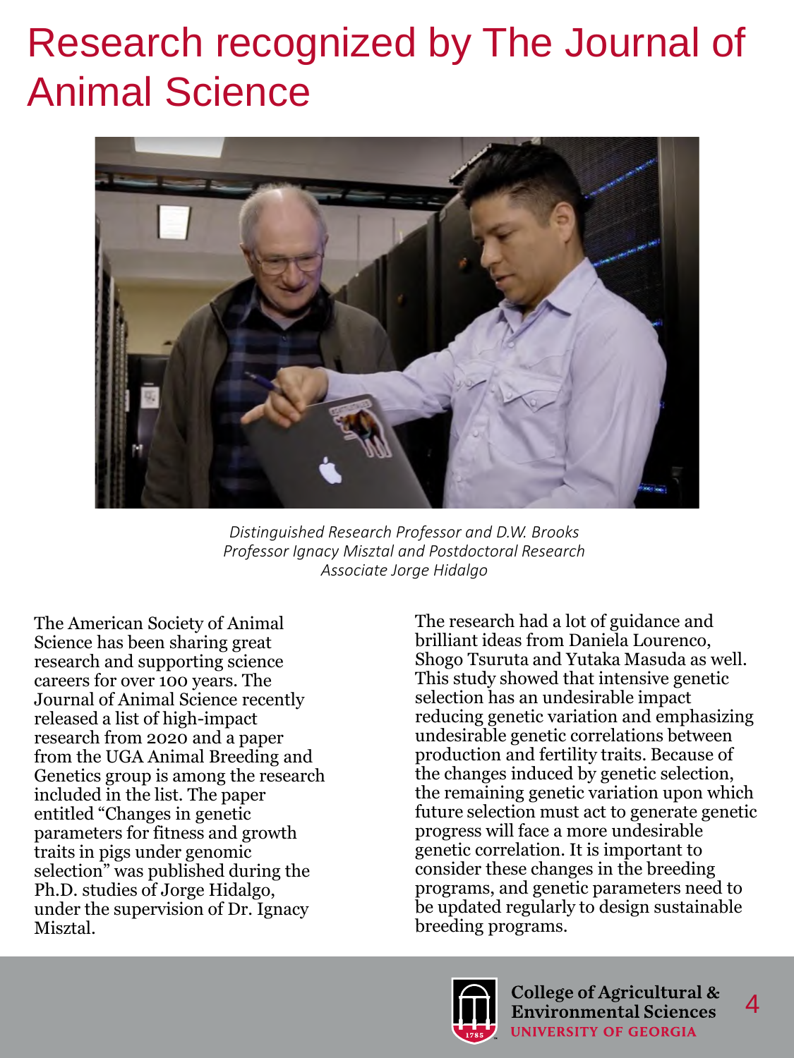# Research recognized by The Journal of Animal Science

*Distinguished Research Professor and D.W. Brooks Professor Ignacy Misztal and Postdoctoral Research Associate Jorge Hidalgo*

The American Society of Animal Science has been sharing great research and supporting science careers for over 100 years. The Journal of Animal Science recently released a list of high-impact research from 2020 and a paper from the UGA Animal Breeding and Genetics group is among the research included in the list. The paper entitled "Changes in genetic parameters for fitness and growth traits in pigs under genomic selection" was published during the Ph.D. studies of Jorge Hidalgo, under the supervision of Dr. Ignacy Misztal.

The research had a lot of guidance and brilliant ideas from Daniela Lourenco, Shogo Tsuruta and Yutaka Masuda as well. This study showed that intensive genetic selection has an undesirable impact reducing genetic variation and emphasizing undesirable genetic correlations between production and fertility traits. Because of the changes induced by genetic selection, the remaining genetic variation upon which future selection must act to generate genetic progress will face a more undesirable genetic correlation. It is important to consider these changes in the breeding programs, and genetic parameters need to be updated regularly to design sustainable breeding programs.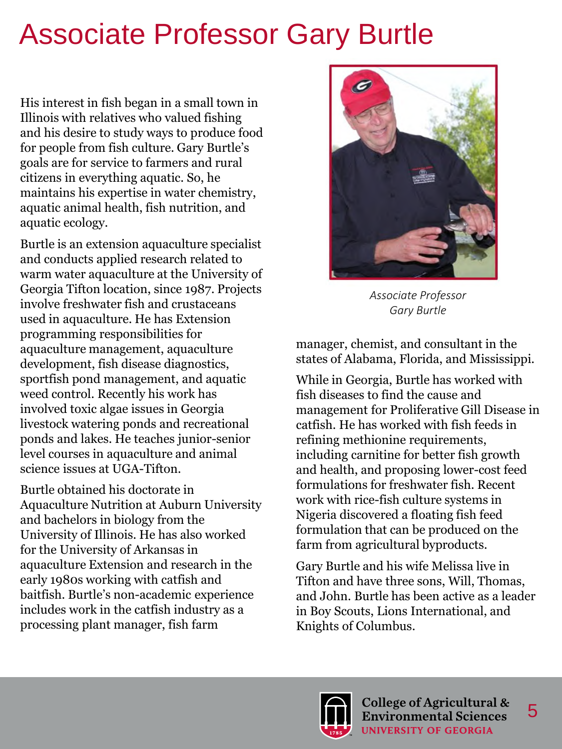# Associate Professor Gary Burtle

His interest in fish began in a small town in Illinois with relatives who valued fishing and his desire to study ways to produce food for people from fish culture. Gary Burtle's goals are for service to farmers and rural citizens in everything aquatic. So, he maintains his expertise in water chemistry, aquatic animal health, fish nutrition, and aquatic ecology.

Burtle is an extension aquaculture specialist and conducts applied research related to warm water aquaculture at the University of Georgia Tifton location, since 1987. Projects involve freshwater fish and crustaceans used in aquaculture. He has Extension programming responsibilities for aquaculture management, aquaculture development, fish disease diagnostics, sportfish pond management, and aquatic weed control. Recently his work has involved toxic algae issues in Georgia livestock watering ponds and recreational ponds and lakes. He teaches junior-senior level courses in aquaculture and animal science issues at UGA-Tifton.

Burtle obtained his doctorate in Aquaculture Nutrition at Auburn University and bachelors in biology from the University of Illinois. He has also worked for the University of Arkansas in aquaculture Extension and research in the early 1980s working with catfish and baitfish. Burtle's non-academic experience includes work in the catfish industry as a processing plant manager, fish farm manager, chemist, and consultant in the states of Alabama, Florida, and Mississippi.

*Associate Professor Gary Burtle*

While in Georgia, Burtle has worked with fish diseases to find the cause and management for Proliferative Gill Disease in catfish. He has worked with fish feeds in refining methionine requirements, including carnitine for better fish growth and health, and proposing lower-cost feed formulations for freshwater fish. Recent work with rice-fish culture systems in Nigeria discovered a floating fish feed formulation that can be produced on the farm from agricultural byproducts.

Gary Burtle and his wife Melissa live in Tifton and have three sons, Will, Thomas, and John. Burtle has been active as a leader in Boy Scouts, Lions International, and Knights of Columbus.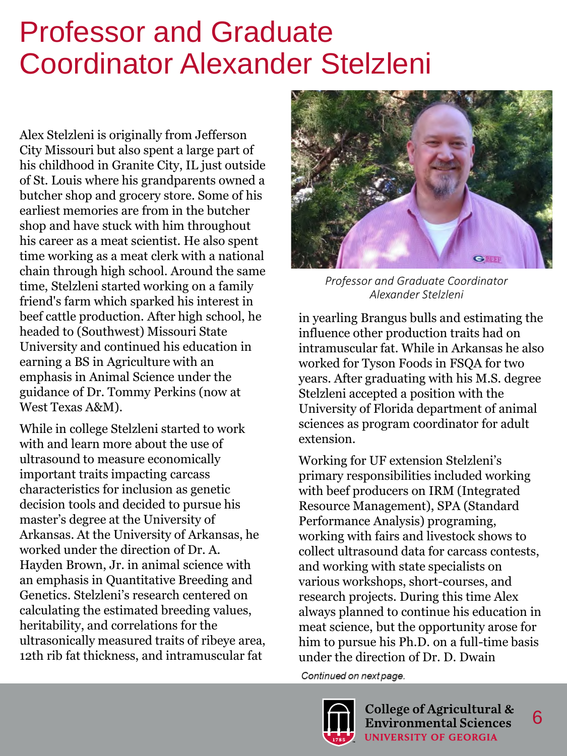# Professor and Graduate Coordinator Alexander Stelzleni

Alex Stelzleni is originally from Jefferson City Missouri but also spent a large part of his childhood in Granite City, IL just outside of St. Louis where his grandparents owned a butcher shop and grocery store. Some of his earliest memories are from in the butcher shop and have stuck with him throughout his career as a meat scientist. He also spent time working as a meat clerk with a national chain through high school. Around the same time, Stelzleni started working on a family friend's farm which sparked his interest in beef cattle production. After high school, he headed to (Southwest) Missouri State University and continued his education in earning a BS in Agriculture with an emphasis in Animal Science under the guidance of Dr. Tommy Perkins (now at West Texas A&M).

While in college Stelzleni started to work with and learn more about the use of ultrasound to measure economically important traits impacting carcass characteristics for inclusion as genetic decision tools and decided to pursue his master's degree at the University of Arkansas. At the University of Arkansas, he worked under the direction of Dr. A. Hayden Brown, Jr. in animal science with an emphasis in Quantitative Breeding and Genetics. Stelzleni's research centered on calculating the estimated breeding values, heritability, and correlations for the ultrasonically measured traits of ribeye area, 12th rib fat thickness, and intramuscular fat in yearling Brangus bulls and estimating the influence other production traits had on intramuscular fat. While in Arkansas he also worked for Tyson Foods in FSQA for two years. After graduating with his M.S. degree Stelzleni accepted a position with the University of Florida department of animal sciences as program coordinator for adult extension.

*Professor and Graduate Coordinator Alexander Stelzleni*

Working for UF extension Stelzleni's primary responsibilities included working with beef producers on IRM (Integrated Resource Management), SPA (Standard Performance Analysis) programing, working with fairs and livestock shows to collect ultrasound data for carcass contests, and working with state specialists on various workshops, short-courses, and research projects. During this time Alex always planned to continue his education in meat science, but the opportunity arose for him to pursue his Ph.D. on a full-time basis under the direction of Dr. D. Dwain

*Continued on next page.*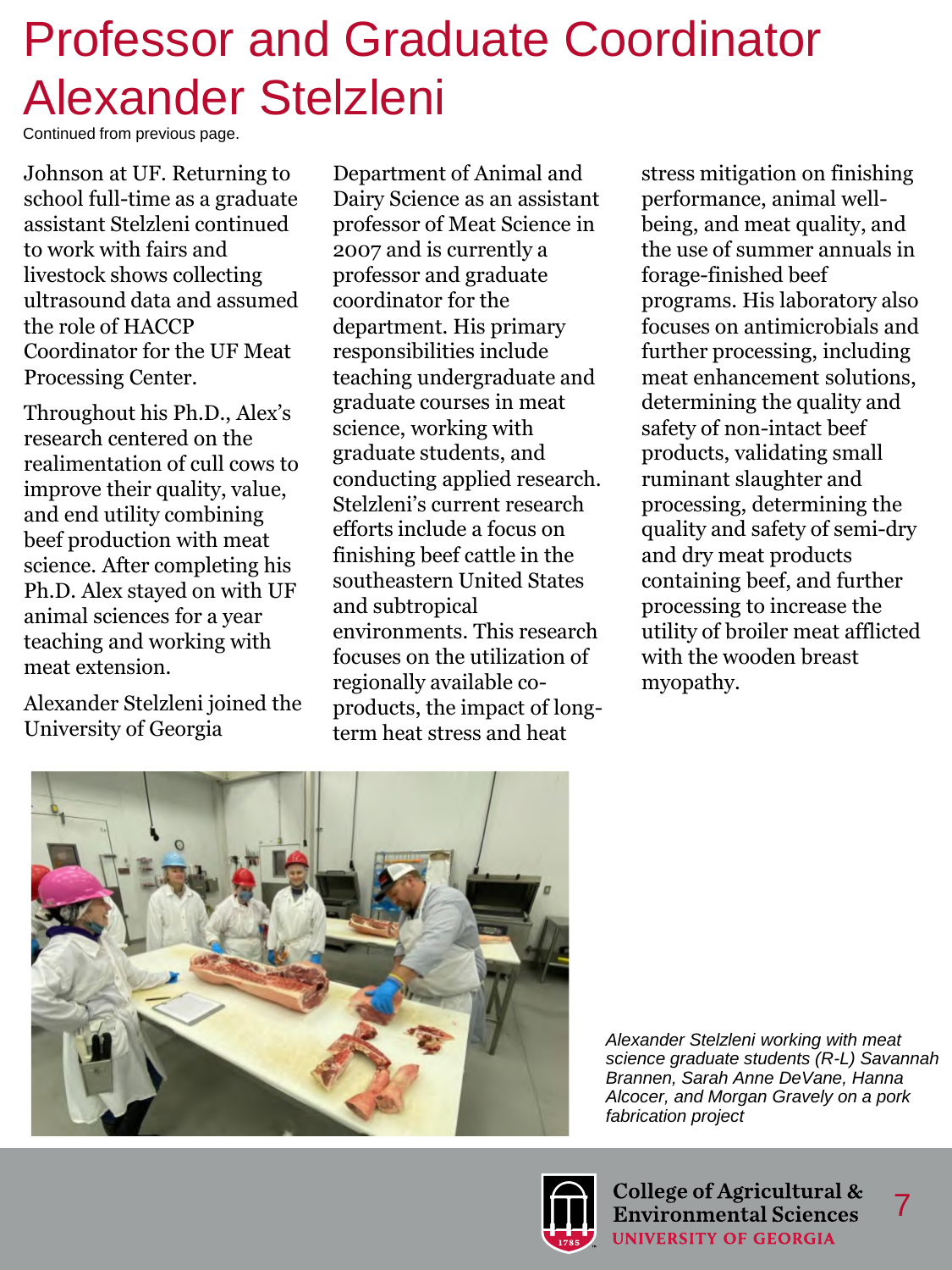# Professor and Graduate Coordinator Alexander Stelzleni

Continued from previous page.

Johnson at UF. Returning to school full-time as a graduate assistant Stelzleni continued to work with fairs and livestock shows collecting ultrasound data and assumed the role of HACCP Coordinator for the UF Meat Processing Center.

Throughout his Ph.D., Alex's research centered on the realimentation of cull cows to improve their quality, value, and end utility combining beef production with meat science. After completing his Ph.D. Alex stayed on with UF animal sciences for a year teaching and working with meat extension.

Alexander Stelzleni joined the University of Georgia Department of Animal and Dairy Science as an assistant professor of Meat Science in 2007 and is currently a professor and graduate coordinator for the department. His primary responsibilities include teaching undergraduate and graduate courses in meat science, working with graduate students, and conducting applied research. Stelzleni's current research efforts include a focus on finishing beef cattle in the southeastern United States and subtropical environments. This research focuses on the utilization of regionally available co-products, the impact of long-term heat stress and heat stress mitigation on finishing performance, animal well-being, and meat quality, and the use of summer annuals in forage-finished beef programs. His laboratory also focuses on antimicrobials and further processing, including meat enhancement solutions, determining the quality and safety of non-intact beef products, validating small ruminant slaughter and processing, determining the quality and safety of semi-dry and dry meat products containing beef, and further processing to increase the utility of broiler meat afflicted with the wooden breast myopathy.

*Alexander Stelzleni working with meat science graduate students (R-L) Savannah Brannen, Sarah Anne DeVane, Hanna Alcocer, and Morgan Gravely on a pork fabrication project*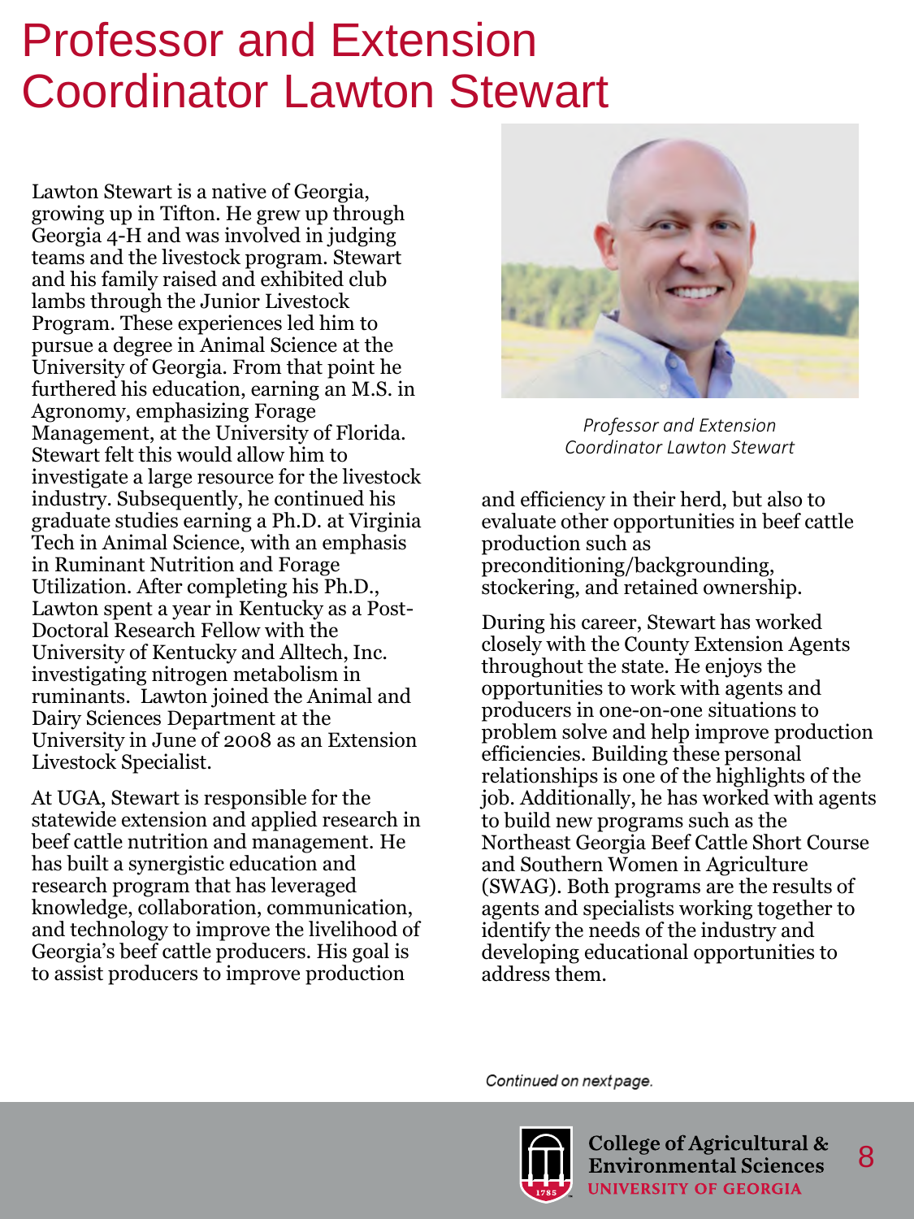# Professor and Extension Coordinator Lawton Stewart

Lawton Stewart is a native of Georgia, growing up in Tifton. He grew up through Georgia 4-H and was involved in judging teams and the livestock program. Stewart and his family raised and exhibited club lambs through the Junior Livestock Program. These experiences led him to pursue a degree in Animal Science at the University of Georgia. From that point he furthered his education, earning an M.S. in Agronomy, emphasizing Forage Management, at the University of Florida. Stewart felt this would allow him to investigate a large resource for the livestock industry. Subsequently, he continued his graduate studies earning a Ph.D. at Virginia Tech in Animal Science, with an emphasis in Ruminant Nutrition and Forage Utilization. After completing his Ph.D., Lawton spent a year in Kentucky as a Post-Doctoral Research Fellow with the University of Kentucky and Alltech, Inc. investigating nitrogen metabolism in ruminants. Lawton joined the Animal and Dairy Sciences Department at the University in June of 2008 as an Extension Livestock Specialist.

At UGA, Stewart is responsible for the statewide extension and applied research in beef cattle nutrition and management. He has built a synergistic education and research program that has leveraged knowledge, collaboration, communication, and technology to improve the livelihood of Georgia's beef cattle producers. His goal is to assist producers to improve production and efficiency in their herd, but also to evaluate other opportunities in beef cattle production such as preconditioning/backgrounding, stockering, and retained ownership.

*Professor and Extension Coordinator Lawton Stewart*

During his career, Stewart has worked closely with the County Extension Agents throughout the state. He enjoys the opportunities to work with agents and producers in one-on-one situations to problem solve and help improve production efficiencies. Building these personal relationships is one of the highlights of the job. Additionally, he has worked with agents to build new programs such as the Northeast Georgia Beef Cattle Short Course and Southern Women in Agriculture (SWAG). Both programs are the results of agents and specialists working together to identify the needs of the industry and developing educational opportunities to address them.

*Continued on next page.*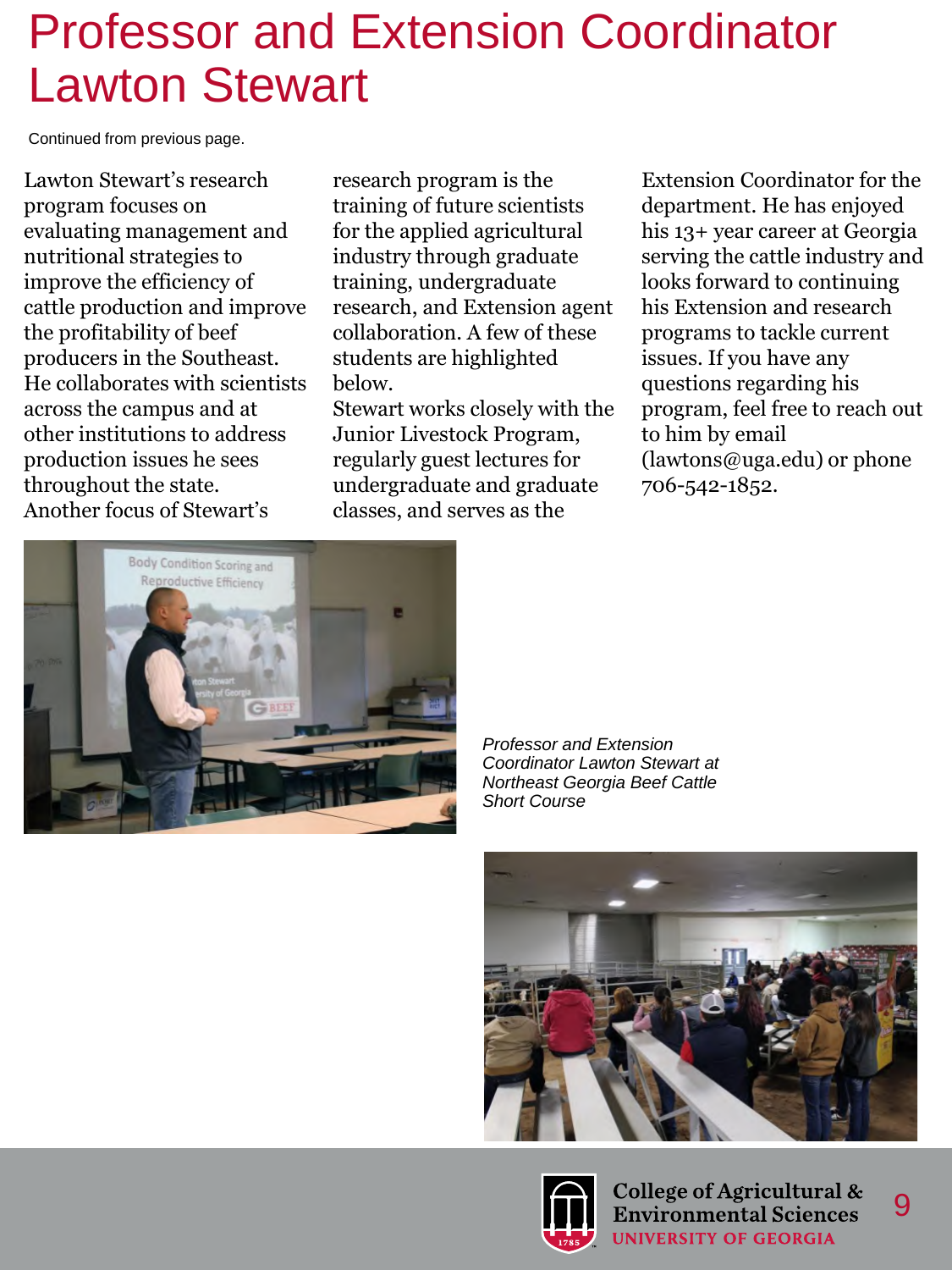# Professor and Extension Coordinator Lawton Stewart

Continued from previous page.

Lawton Stewart's research program focuses on evaluating management and nutritional strategies to improve the efficiency of cattle production and improve the profitability of beef producers in the Southeast. He collaborates with scientists across the campus and at other institutions to address production issues he sees throughout the state. Another focus of Stewart's research program is the training of future scientists for the applied agricultural industry through graduate training, undergraduate research, and Extension agent collaboration. A few of these students are highlighted below.

Stewart works closely with the Junior Livestock Program, regularly guest lectures for undergraduate and graduate classes, and serves as the Extension Coordinator for the department. He has enjoyed his 13+ year career at Georgia serving the cattle industry and looks forward to continuing his Extension and research programs to tackle current issues. If you have any questions regarding his program, feel free to reach out to him by email (lawtons@uga.edu) or phone 706-542-1852.

*Professor and Extension Coordinator Lawton Stewart at Northeast Georgia Beef Cattle Short Course*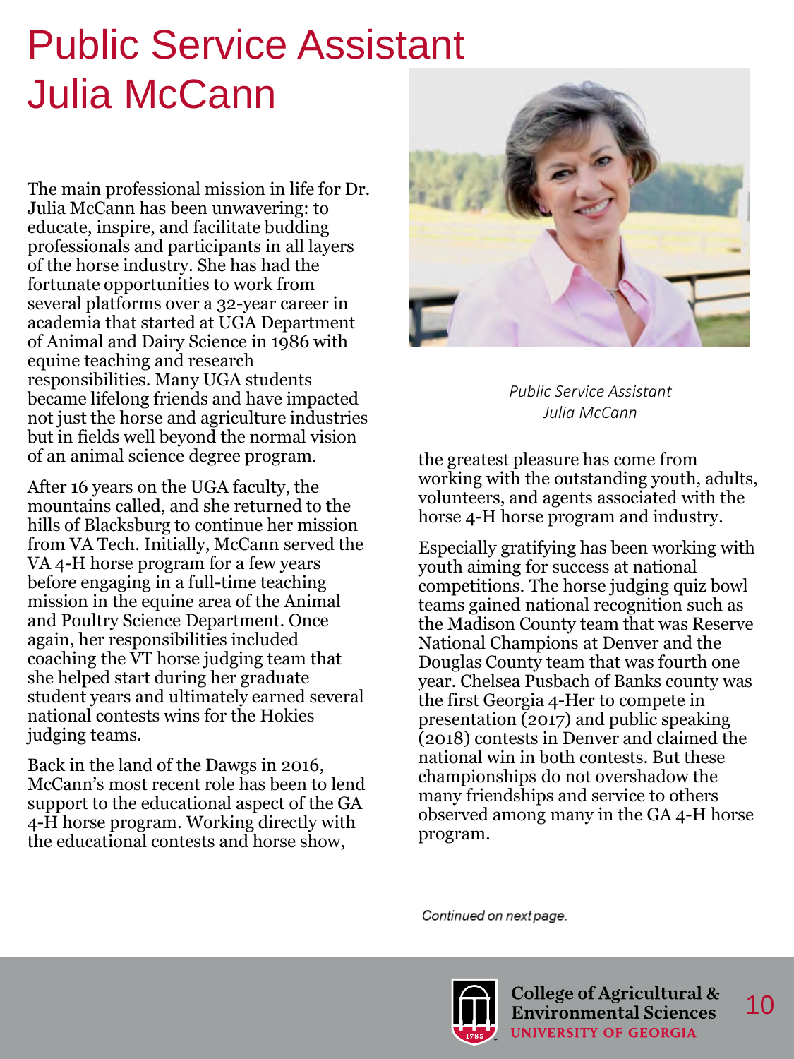# Public Service Assistant Julia McCann

The main professional mission in life for Dr. Julia McCann has been unwavering: to educate, inspire, and facilitate budding professionals and participants in all layers of the horse industry. She has had the fortunate opportunities to work from several platforms over a 32-year career in academia that started at UGA Department of Animal and Dairy Science in 1986 with equine teaching and research responsibilities. Many UGA students became lifelong friends and have impacted not just the horse and agriculture industries but in fields well beyond the normal vision of an animal science degree program.

After 16 years on the UGA faculty, the mountains called, and she returned to the hills of Blacksburg to continue her mission from VA Tech. Initially, McCann served the VA 4-H horse program for a few years before engaging in a full-time teaching mission in the equine area of the Animal and Poultry Science Department. Once again, her responsibilities included coaching the VT horse judging team that she helped start during her graduate student years and ultimately earned several national contests wins for the Hokies judging teams.

Back in the land of the Dawgs in 2016, McCann's most recent role has been to lend support to the educational aspect of the GA 4-H horse program. Working directly with the educational contests and horse show, the greatest pleasure has come from working with the outstanding youth, adults, volunteers, and agents associated with the horse 4-H horse program and industry.

*Public Service Assistant Julia McCann*

Especially gratifying has been working with youth aiming for success at national competitions. The horse judging quiz bowl teams gained national recognition such as the Madison County team that was Reserve National Champions at Denver and the Douglas County team that was fourth one year. Chelsea Pusbach of Banks county was the first Georgia 4-Her to compete in presentation (2017) and public speaking (2018) contests in Denver and claimed the national win in both contests. But these championships do not overshadow the many friendships and service to others observed among many in the GA 4-H horse program.

*Continued on next page.*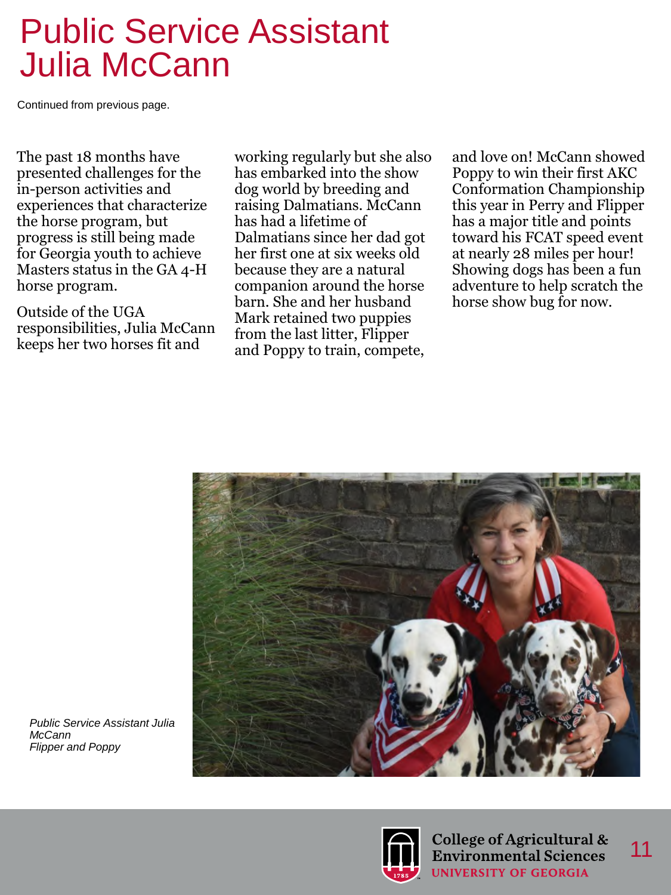# Public Service Assistant Julia McCann

Continued from previous page.

The past 18 months have presented challenges for the in-person activities and experiences that characterize the horse program, but progress is still being made for Georgia youth to achieve Masters status in the GA 4-H horse program.

Outside of the UGA responsibilities, Julia McCann keeps her two horses fit and working regularly but she also has embarked into the show dog world by breeding and raising Dalmatians. McCann has had a lifetime of Dalmatians since her dad got her first one at six weeks old because they are a natural companion around the horse barn. She and her husband Mark retained two puppies from the last litter, Flipper and Poppy to train, compete, and love on! McCann showed Poppy to win their first AKC Conformation Championship this year in Perry and Flipper has a major title and points toward his FCAT speed event at nearly 28 miles per hour! Showing dogs has been a fun adventure to help scratch the horse show bug for now.

*Public Service Assistant Julia McCann*
*Flipper and Poppy*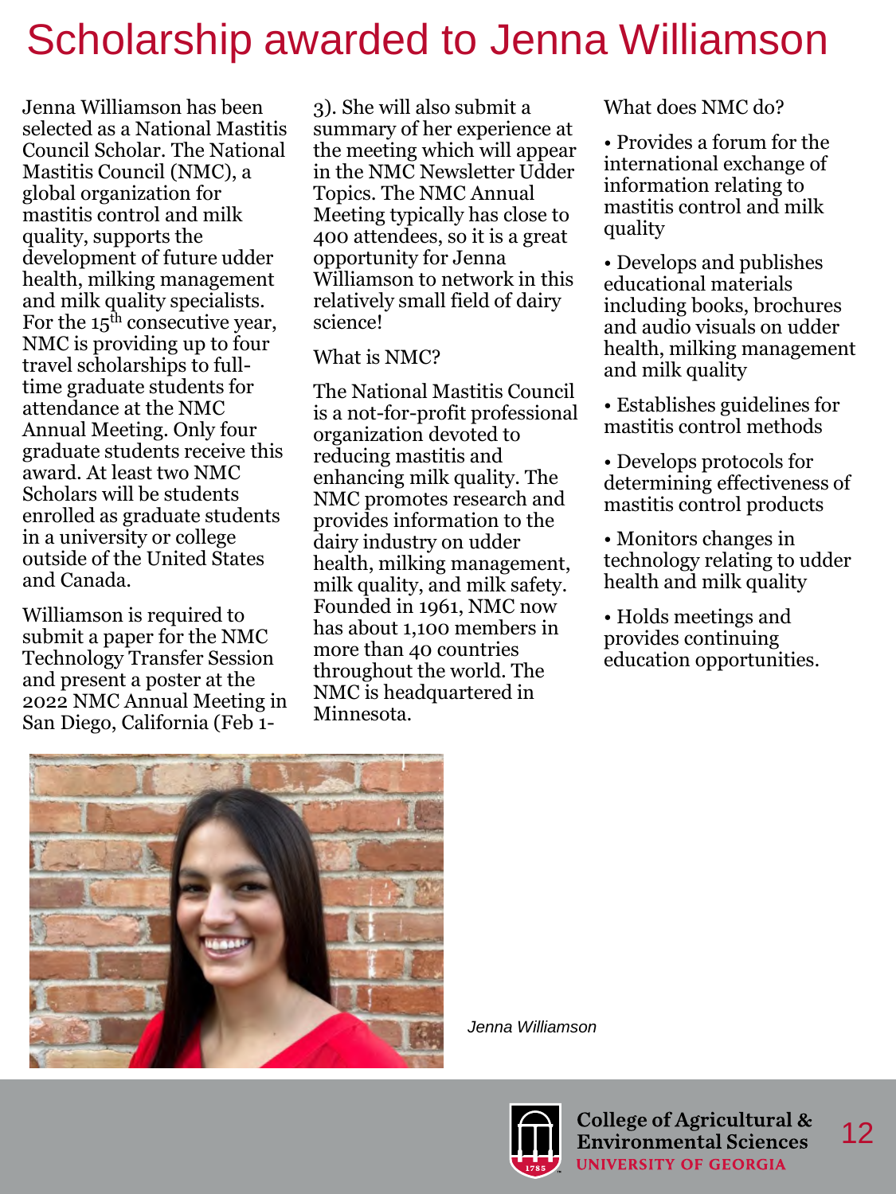# Scholarship awarded to Jenna Williamson

Jenna Williamson has been selected as a National Mastitis Council Scholar. The National Mastitis Council (NMC), a global organization for mastitis control and milk quality, supports the development of future udder health, milking management and milk quality specialists. For the 15th consecutive year, NMC is providing up to four travel scholarships to full-time graduate students for attendance at the NMC Annual Meeting. Only four graduate students receive this award. At least two NMC Scholars will be students enrolled as graduate students in a university or college outside of the United States and Canada.

Williamson is required to submit a paper for the NMC Technology Transfer Session and present a poster at the 2022 NMC Annual Meeting in San Diego, California (Feb 1-3). She will also submit a summary of her experience at the meeting which will appear in the NMC Newsletter Udder Topics. The NMC Annual Meeting typically has close to 400 attendees, so it is a great opportunity for Jenna Williamson to network in this relatively small field of dairy science!

What is NMC?

The National Mastitis Council is a not-for-profit professional organization devoted to reducing mastitis and enhancing milk quality. The NMC promotes research and provides information to the dairy industry on udder health, milking management, milk quality, and milk safety. Founded in 1961, NMC now has about 1,100 members in more than 40 countries throughout the world. The NMC is headquartered in Minnesota.

What does NMC do?

- Provides a forum for the international exchange of information relating to mastitis control and milk quality
- Develops and publishes educational materials including books, brochures and audio visuals on udder health, milking management and milk quality
- Establishes guidelines for mastitis control methods
- Develops protocols for determining effectiveness of mastitis control products
- Monitors changes in technology relating to udder health and milk quality
- Holds meetings and provides continuing education opportunities.

*Jenna Williamson*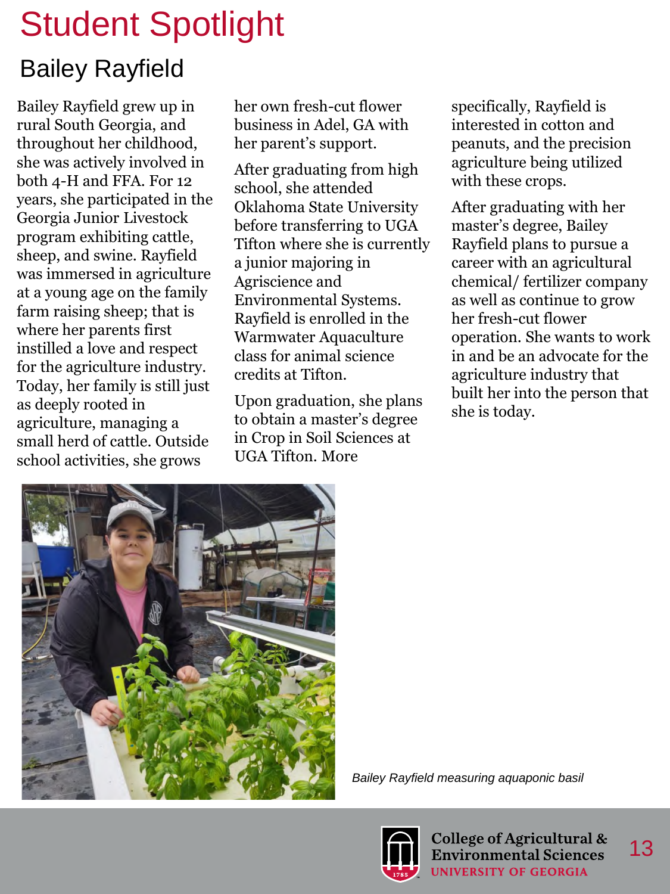# Student Spotlight

## Bailey Rayfield

Bailey Rayfield grew up in rural South Georgia, and throughout her childhood, she was actively involved in both 4-H and FFA. For 12 years, she participated in the Georgia Junior Livestock program exhibiting cattle, sheep, and swine. Rayfield was immersed in agriculture at a young age on the family farm raising sheep; that is where her parents first instilled a love and respect for the agriculture industry. Today, her family is still just as deeply rooted in agriculture, managing a small herd of cattle. Outside school activities, she grows her own fresh-cut flower business in Adel, GA with her parent's support.

After graduating from high school, she attended Oklahoma State University before transferring to UGA Tifton where she is currently a junior majoring in Agriscience and Environmental Systems. Rayfield is enrolled in the Warmwater Aquaculture class for animal science credits at Tifton.

Upon graduation, she plans to obtain a master's degree in Crop in Soil Sciences at UGA Tifton. More specifically, Rayfield is interested in cotton and peanuts, and the precision agriculture being utilized with these crops.

After graduating with her master's degree, Bailey Rayfield plans to pursue a career with an agricultural chemical/ fertilizer company as well as continue to grow her fresh-cut flower operation. She wants to work in and be an advocate for the agriculture industry that built her into the person that she is today.

*Bailey Rayfield measuring aquaponic basil*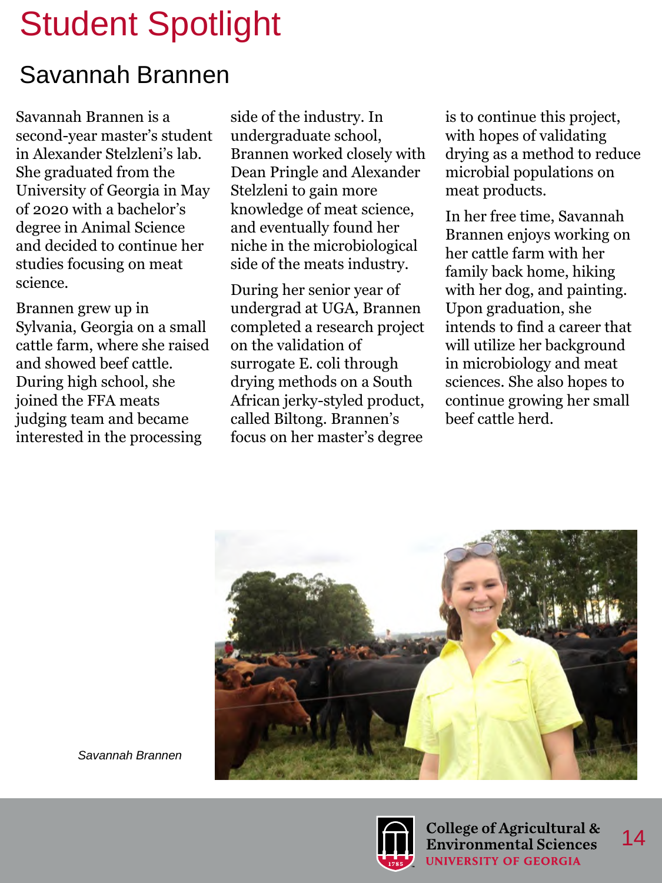# Student Spotlight

## Savannah Brannen

Savannah Brannen is a second-year master's student in Alexander Stelzleni's lab. She graduated from the University of Georgia in May of 2020 with a bachelor's degree in Animal Science and decided to continue her studies focusing on meat science.

Brannen grew up in Sylvania, Georgia on a small cattle farm, where she raised and showed beef cattle. During high school, she joined the FFA meats judging team and became interested in the processing side of the industry. In undergraduate school, Brannen worked closely with Dean Pringle and Alexander Stelzleni to gain more knowledge of meat science, and eventually found her niche in the microbiological side of the meats industry.

During her senior year of undergrad at UGA, Brannen completed a research project on the validation of surrogate E. coli through drying methods on a South African jerky-styled product, called Biltong. Brannen's focus on her master's degree is to continue this project, with hopes of validating drying as a method to reduce microbial populations on meat products.

In her free time, Savannah Brannen enjoys working on her cattle farm with her family back home, hiking with her dog, and painting. Upon graduation, she intends to find a career that will utilize her background in microbiology and meat sciences. She also hopes to continue growing her small beef cattle herd.

*Savannah Brannen*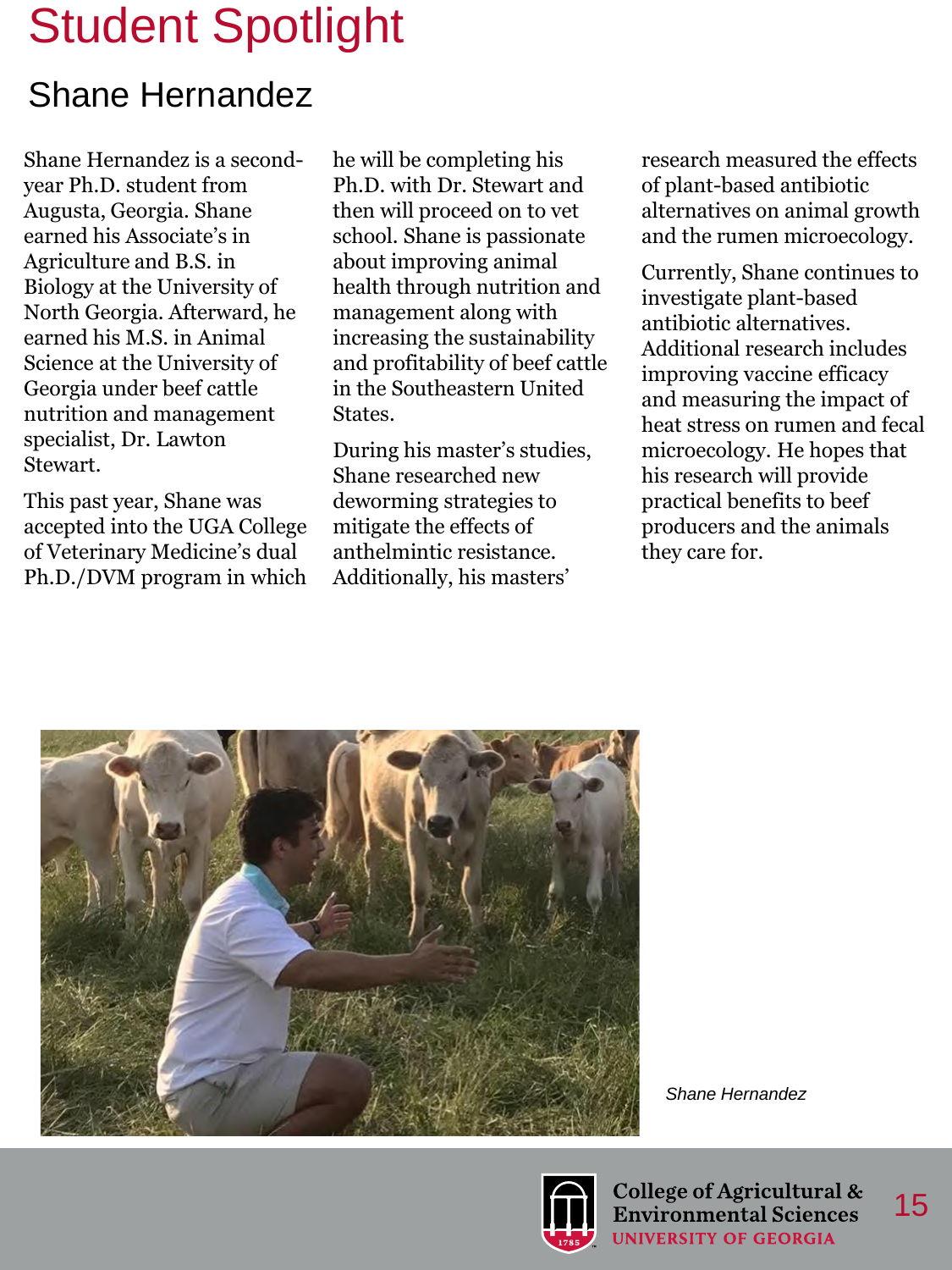# Student Spotlight

## Shane Hernandez

Shane Hernandez is a second-year Ph.D. student from Augusta, Georgia. Shane earned his Associate's in Agriculture and B.S. in Biology at the University of North Georgia. Afterward, he earned his M.S. in Animal Science at the University of Georgia under beef cattle nutrition and management specialist, Dr. Lawton Stewart.

This past year, Shane was accepted into the UGA College of Veterinary Medicine's dual Ph.D./DVM program in which he will be completing his Ph.D. with Dr. Stewart and then will proceed on to vet school. Shane is passionate about improving animal health through nutrition and management along with increasing the sustainability and profitability of beef cattle in the Southeastern United States.

During his master's studies, Shane researched new deworming strategies to mitigate the effects of anthelmintic resistance. Additionally, his masters' research measured the effects of plant-based antibiotic alternatives on animal growth and the rumen microecology.

Currently, Shane continues to investigate plant-based antibiotic alternatives. Additional research includes improving vaccine efficacy and measuring the impact of heat stress on rumen and fecal microecology. He hopes that his research will provide practical benefits to beef producers and the animals they care for.

*Shane Hernandez*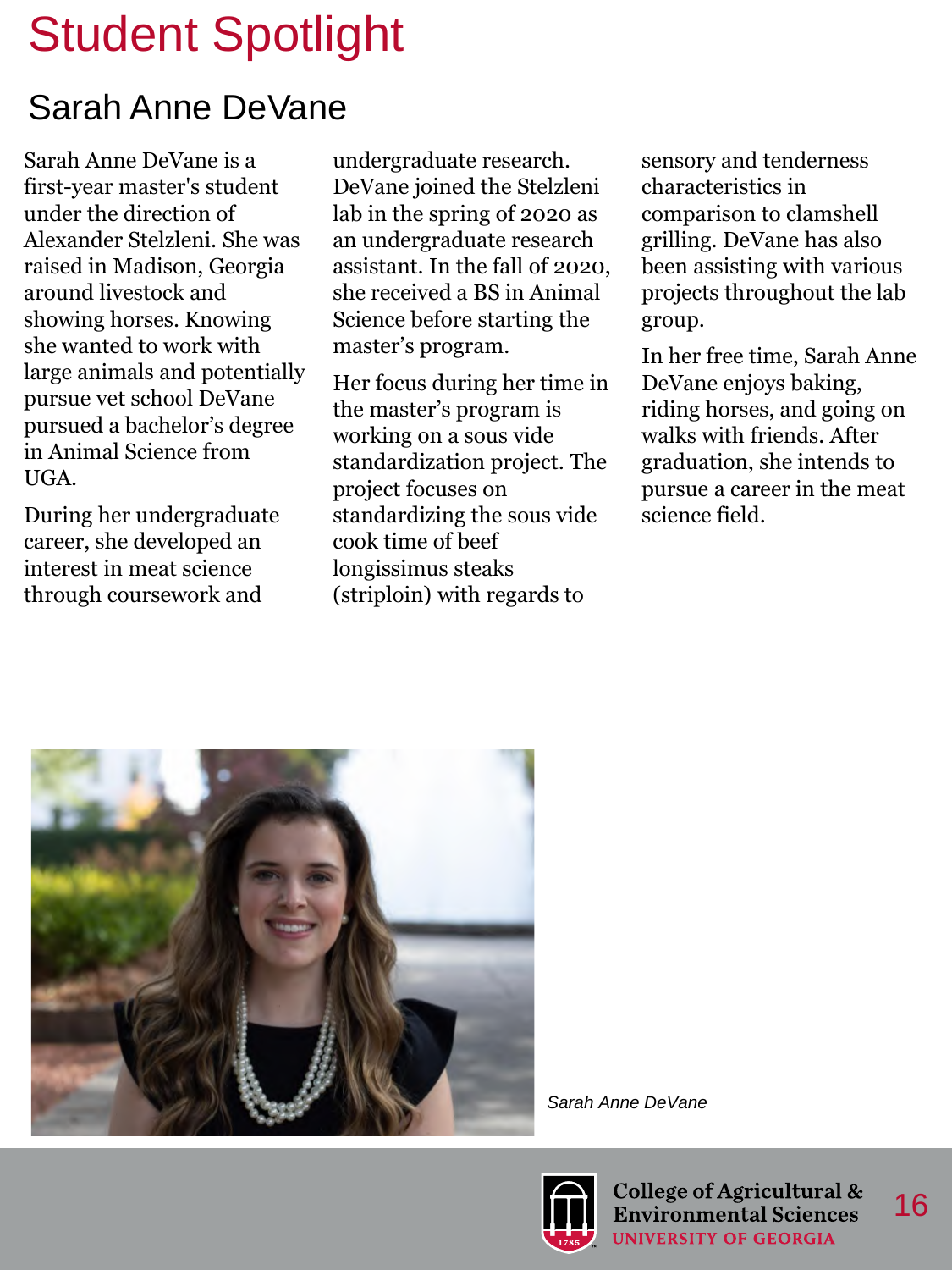# Student Spotlight

## Sarah Anne DeVane

Sarah Anne DeVane is a first-year master's student under the direction of Alexander Stelzleni. She was raised in Madison, Georgia around livestock and showing horses. Knowing she wanted to work with large animals and potentially pursue vet school DeVane pursued a bachelor's degree in Animal Science from UGA.

During her undergraduate career, she developed an interest in meat science through coursework and undergraduate research. DeVane joined the Stelzleni lab in the spring of 2020 as an undergraduate research assistant. In the fall of 2020, she received a BS in Animal Science before starting the master's program.

Her focus during her time in the master's program is working on a sous vide standardization project. The project focuses on standardizing the sous vide cook time of beef longissimus steaks (striploin) with regards to sensory and tenderness characteristics in comparison to clamshell grilling. DeVane has also been assisting with various projects throughout the lab group.

In her free time, Sarah Anne DeVane enjoys baking, riding horses, and going on walks with friends. After graduation, she intends to pursue a career in the meat science field.

*Sarah Anne DeVane*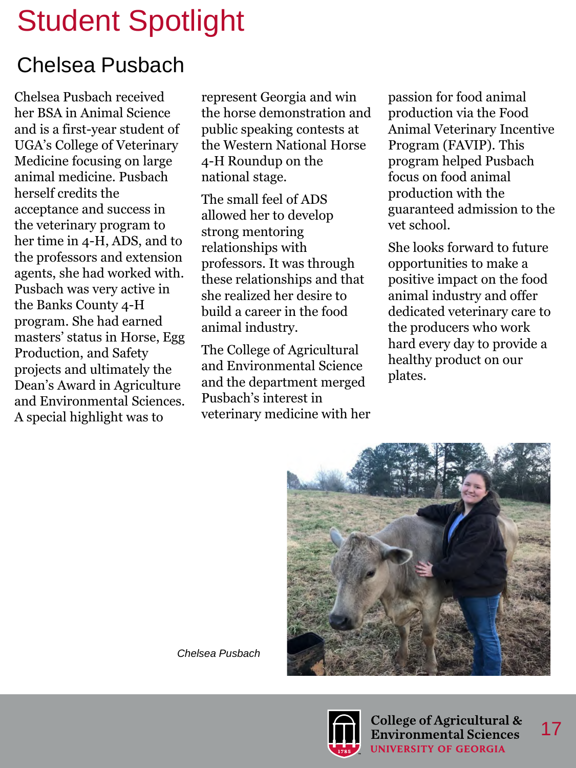# Student Spotlight

## Chelsea Pusbach

Chelsea Pusbach received her BSA in Animal Science and is a first-year student of UGA's College of Veterinary Medicine focusing on large animal medicine. Pusbach herself credits the acceptance and success in the veterinary program to her time in 4-H, ADS, and to the professors and extension agents, she had worked with. Pusbach was very active in the Banks County 4-H program. She had earned masters' status in Horse, Egg Production, and Safety projects and ultimately the Dean's Award in Agriculture and Environmental Sciences. A special highlight was to represent Georgia and win the horse demonstration and public speaking contests at the Western National Horse 4-H Roundup on the national stage.

The small feel of ADS allowed her to develop strong mentoring relationships with professors. It was through these relationships and that she realized her desire to build a career in the food animal industry.

The College of Agricultural and Environmental Science and the department merged Pusbach's interest in veterinary medicine with her passion for food animal production via the Food Animal Veterinary Incentive Program (FAVIP). This program helped Pusbach focus on food animal production with the guaranteed admission to the vet school.

She looks forward to future opportunities to make a positive impact on the food animal industry and offer dedicated veterinary care to the producers who work hard every day to provide a healthy product on our plates.

*Chelsea Pusbach*